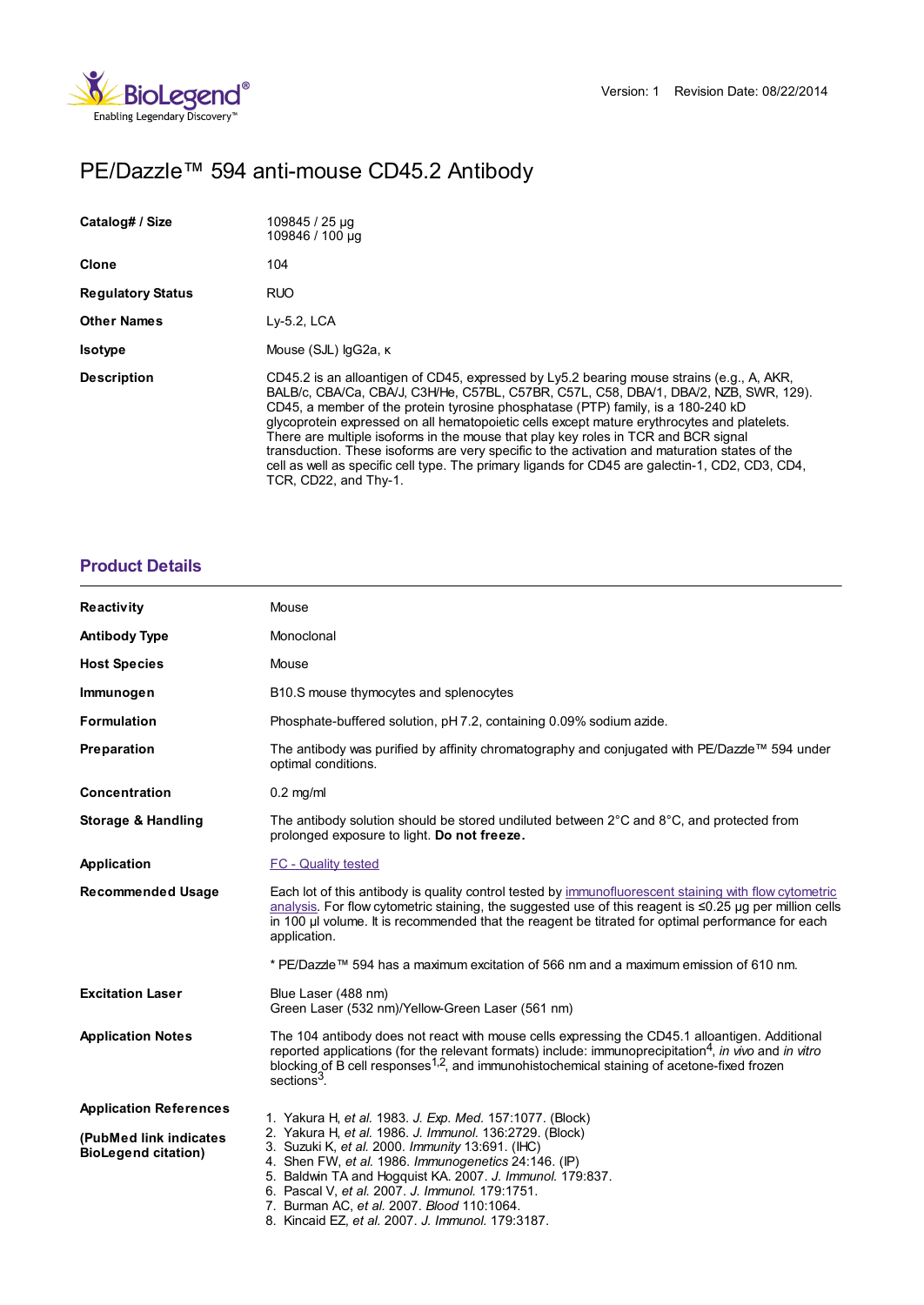Version: 1 Revision Date: 08/22/2014

# PE/Dazzle™ 594 anti-mouse CD45.2 Antibody

| | |
|---|---|
| **Catalog# / Size** | 109845 / 25 µg<br>109846 / 100 µg |
| **Clone** | 104 |
| **Regulatory Status** | RUO |
| **Other Names** | Ly-5.2, LCA |
| **Isotype** | Mouse (SJL) IgG2a, κ |
| **Description** | CD45.2 is an alloantigen of CD45, expressed by Ly5.2 bearing mouse strains (e.g., A, AKR, BALB/c, CBA/Ca, CBA/J, C3H/He, C57BL, C57BR, C57L, C58, DBA/1, DBA/2, NZB, SWR, 129). CD45, a member of the protein tyrosine phosphatase (PTP) family, is a 180-240 kD glycoprotein expressed on all hematopoietic cells except mature erythrocytes and platelets. There are multiple isoforms in the mouse that play key roles in TCR and BCR signal transduction. These isoforms are very specific to the activation and maturation states of the cell as well as specific cell type. The primary ligands for CD45 are galectin-1, CD2, CD3, CD4, TCR, CD22, and Thy-1. |

## Product Details

| | |
|---|---|
| **Reactivity** | Mouse |
| **Antibody Type** | Monoclonal |
| **Host Species** | Mouse |
| **Immunogen** | B10.S mouse thymocytes and splenocytes |
| **Formulation** | Phosphate-buffered solution, pH 7.2, containing 0.09% sodium azide. |
| **Preparation** | The antibody was purified by affinity chromatography and conjugated with PE/Dazzle™ 594 under optimal conditions. |
| **Concentration** | 0.2 mg/ml |
| **Storage & Handling** | The antibody solution should be stored undiluted between 2°C and 8°C, and protected from prolonged exposure to light. **Do not freeze.** |
| **Application** | FC - Quality tested |
| **Recommended Usage** | Each lot of this antibody is quality control tested by immunofluorescent staining with flow cytometric analysis. For flow cytometric staining, the suggested use of this reagent is ≤0.25 µg per million cells in 100 µl volume. It is recommended that the reagent be titrated for optimal performance for each application.<br><br>* PE/Dazzle™ 594 has a maximum excitation of 566 nm and a maximum emission of 610 nm. |
| **Excitation Laser** | Blue Laser (488 nm)<br>Green Laser (532 nm)/Yellow-Green Laser (561 nm) |
| **Application Notes** | The 104 antibody does not react with mouse cells expressing the CD45.1 alloantigen. Additional reported applications (for the relevant formats) include: immunoprecipitation[4], *in vivo* and *in vitro* blocking of B cell responses[1,2], and immunohistochemical staining of acetone-fixed frozen sections[3]. |
| **Application References**<br><br>**(PubMed link indicates BioLegend citation)** | 1. Yakura H, *et al.* 1983. *J. Exp. Med.* 157:1077. (Block)<br>2. Yakura H, *et al.* 1986. *J. Immunol.* 136:2729. (Block)<br>3. Suzuki K, *et al.* 2000. *Immunity* 13:691. (IHC)<br>4. Shen FW, *et al.* 1986. *Immunogenetics* 24:146. (IP)<br>5. Baldwin TA and Hogquist KA. 2007. *J. Immunol.* 179:837.<br>6. Pascal V, *et al.* 2007. *J. Immunol.* 179:1751.<br>7. Burman AC, *et al.* 2007. *Blood* 110:1064.<br>8. Kincaid EZ, *et al.* 2007. *J. Immunol.* 179:3187. |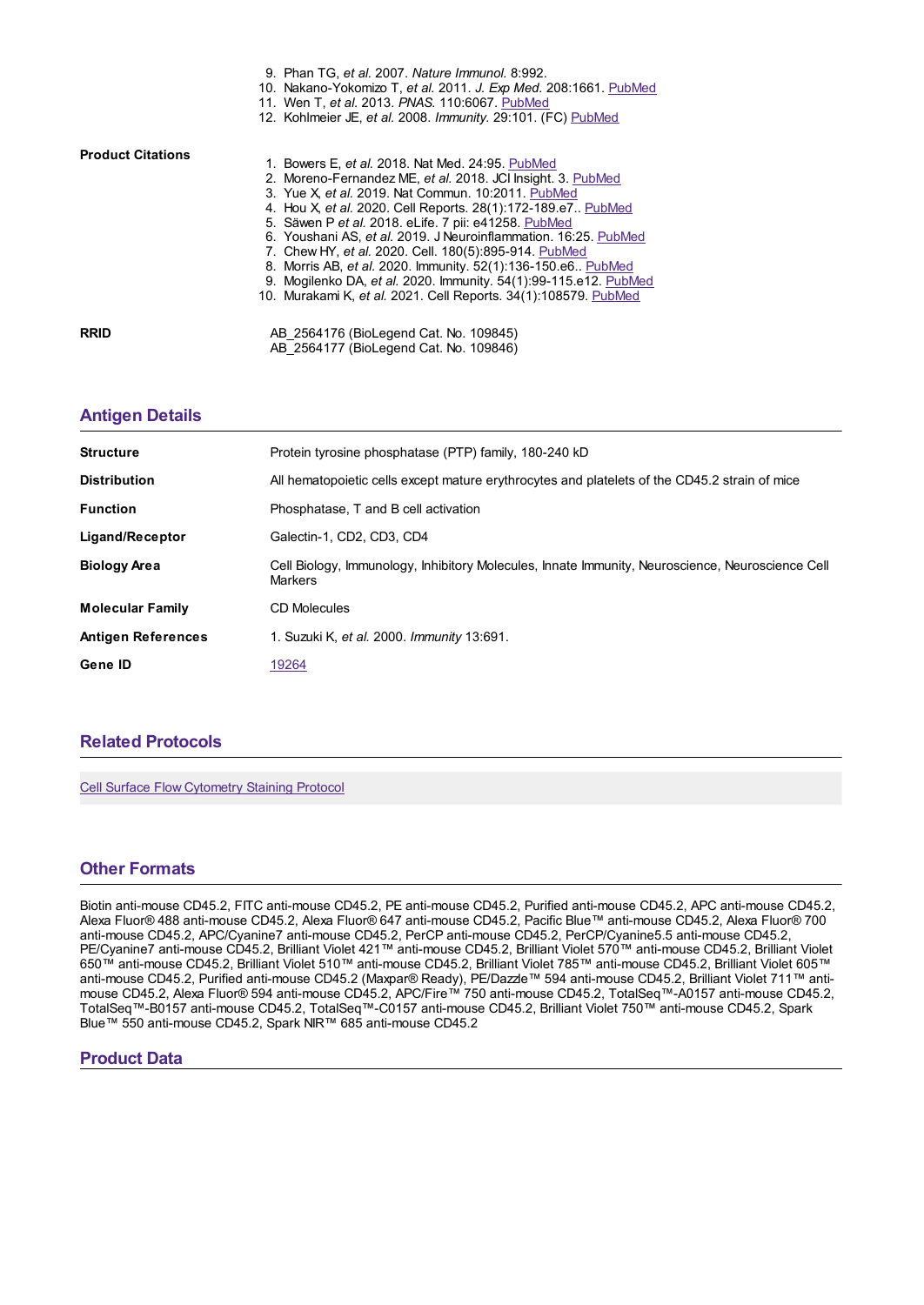9. Phan TG, *et al.* 2007. *Nature Immunol.* 8:992.
10. Nakano-Yokomizo T, *et al.* 2011. *J. Exp Med.* 208:1661. PubMed
11. Wen T, *et al.* 2013. *PNAS.* 110:6067. PubMed
12. Kohlmeier JE, *et al.* 2008. *Immunity.* 29:101. (FC) PubMed

**Product Citations**

1. Bowers E, *et al.* 2018. Nat Med. 24:95. PubMed
2. Moreno-Fernandez ME, *et al.* 2018. JCI Insight. 3. PubMed
3. Yue X, *et al.* 2019. Nat Commun. 10:2011. PubMed
4. Hou X, *et al.* 2020. Cell Reports. 28(1):172-189.e7.. PubMed
5. Säwen P *et al.* 2018. eLife. 7 pii: e41258. PubMed
6. Youshani AS, *et al.* 2019. J Neuroinflammation. 16:25. PubMed
7. Chew HY, *et al.* 2020. Cell. 180(5):895-914. PubMed
8. Morris AB, *et al.* 2020. Immunity. 52(1):136-150.e6.. PubMed
9. Mogilenko DA, *et al.* 2020. Immunity. 54(1):99-115.e12. PubMed
10. Murakami K, *et al.* 2021. Cell Reports. 34(1):108579. PubMed

**RRID**

AB_2564176 (BioLegend Cat. No. 109845)
AB_2564177 (BioLegend Cat. No. 109846)

## Antigen Details

| | |
|---|---|
| **Structure** | Protein tyrosine phosphatase (PTP) family, 180-240 kD |
| **Distribution** | All hematopoietic cells except mature erythrocytes and platelets of the CD45.2 strain of mice |
| **Function** | Phosphatase, T and B cell activation |
| **Ligand/Receptor** | Galectin-1, CD2, CD3, CD4 |
| **Biology Area** | Cell Biology, Immunology, Inhibitory Molecules, Innate Immunity, Neuroscience, Neuroscience Cell Markers |
| **Molecular Family** | CD Molecules |
| **Antigen References** | 1. Suzuki K, *et al.* 2000. *Immunity* 13:691. |
| **Gene ID** | 19264 |

## Related Protocols

Cell Surface Flow Cytometry Staining Protocol

## Other Formats

Biotin anti-mouse CD45.2, FITC anti-mouse CD45.2, PE anti-mouse CD45.2, Purified anti-mouse CD45.2, APC anti-mouse CD45.2, Alexa Fluor® 488 anti-mouse CD45.2, Alexa Fluor® 647 anti-mouse CD45.2, Pacific Blue™ anti-mouse CD45.2, Alexa Fluor® 700 anti-mouse CD45.2, APC/Cyanine7 anti-mouse CD45.2, PerCP anti-mouse CD45.2, PerCP/Cyanine5.5 anti-mouse CD45.2, PE/Cyanine7 anti-mouse CD45.2, Brilliant Violet 421™ anti-mouse CD45.2, Brilliant Violet 570™ anti-mouse CD45.2, Brilliant Violet 650™ anti-mouse CD45.2, Brilliant Violet 510™ anti-mouse CD45.2, Brilliant Violet 785™ anti-mouse CD45.2, Brilliant Violet 605™ anti-mouse CD45.2, Purified anti-mouse CD45.2 (Maxpar® Ready), PE/Dazzle™ 594 anti-mouse CD45.2, Brilliant Violet 711™ anti-mouse CD45.2, Alexa Fluor® 594 anti-mouse CD45.2, APC/Fire™ 750 anti-mouse CD45.2, TotalSeq™-A0157 anti-mouse CD45.2, TotalSeq™-B0157 anti-mouse CD45.2, TotalSeq™-C0157 anti-mouse CD45.2, Brilliant Violet 750™ anti-mouse CD45.2, Spark Blue™ 550 anti-mouse CD45.2, Spark NIR™ 685 anti-mouse CD45.2

## Product Data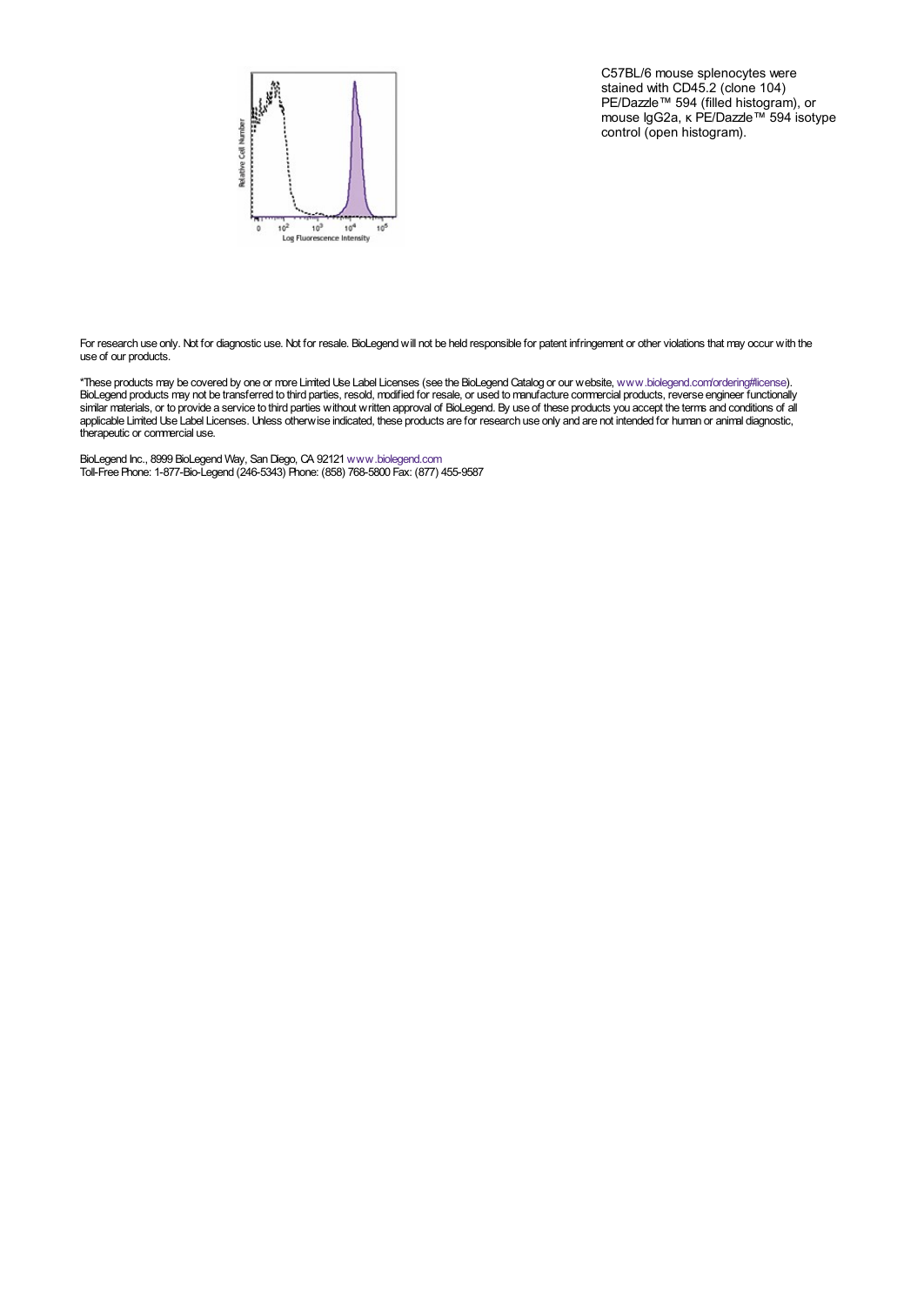Relative Cell Number

0 $10^2$ $10^3$ $10^4$ $10^5$

Log Fluorescence Intensity

C57BL/6 mouse splenocytes were stained with CD45.2 (clone 104) PE/Dazzle™ 594 (filled histogram), or mouse IgG2a, κ PE/Dazzle™ 594 isotype control (open histogram).

For research use only. Not for diagnostic use. Not for resale. BioLegend will not be held responsible for patent infringement or other violations that may occur with the use of our products.

*These products may be covered by one or more Limited Use Label Licenses (see the BioLegend Catalog or our website, www.biolegend.com/ordering#license). BioLegend products may not be transferred to third parties, resold, modified for resale, or used to manufacture commercial products, reverse engineer functionally similar materials, or to provide a service to third parties without written approval of BioLegend. By use of these products you accept the terms and conditions of all applicable Limited Use Label Licenses. Unless otherwise indicated, these products are for research use only and are not intended for human or animal diagnostic, therapeutic or commercial use.

BioLegend Inc., 8999 BioLegend Way, San Diego, CA 92121 www.biolegend.com
Toll-Free Phone: 1-877-Bio-Legend (246-5343) Phone: (858) 768-5800 Fax: (877) 455-9587